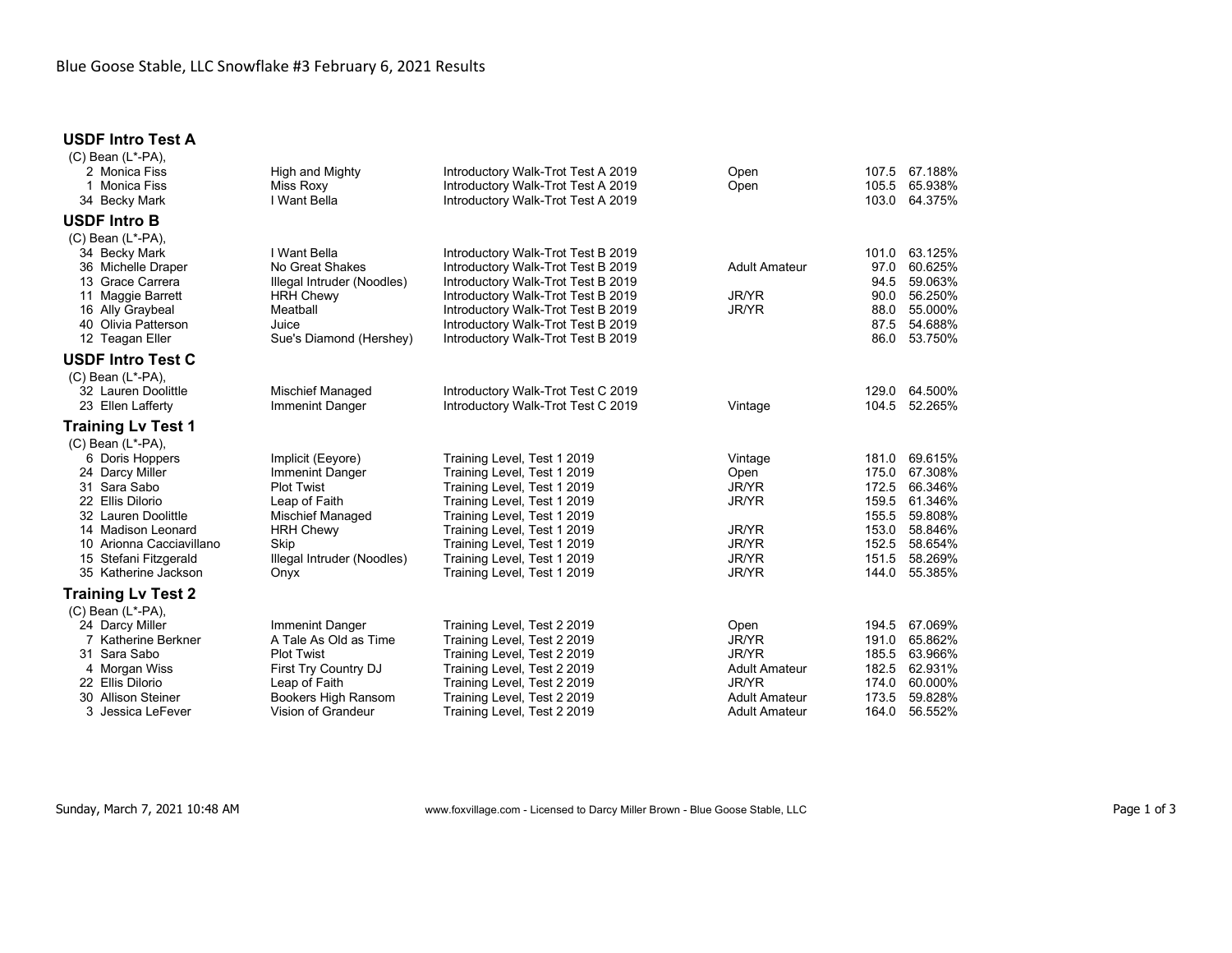Blue Goose Stable, LLC Snowflake #3 February 6, 2021 Results

### USDF Intro Test A

(C) Bean (L*-PA),

| # | Rider | Horse | Test | Division | Score | Percentage |
|---|---|---|---|---|---|---|
| 2 | Monica Fiss | High and Mighty | Introductory Walk-Trot Test A 2019 | Open | 107.5 | 67.188% |
| 1 | Monica Fiss | Miss Roxy | Introductory Walk-Trot Test A 2019 | Open | 105.5 | 65.938% |
| 34 | Becky Mark | I Want Bella | Introductory Walk-Trot Test A 2019 | | 103.0 | 64.375% |

### USDF Intro B

(C) Bean (L*-PA),

| # | Rider | Horse | Test | Division | Score | Percentage |
|---|---|---|---|---|---|---|
| 34 | Becky Mark | I Want Bella | Introductory Walk-Trot Test B 2019 | | 101.0 | 63.125% |
| 36 | Michelle Draper | No Great Shakes | Introductory Walk-Trot Test B 2019 | Adult Amateur | 97.0 | 60.625% |
| 13 | Grace Carrera | Illegal Intruder (Noodles) | Introductory Walk-Trot Test B 2019 | | 94.5 | 59.063% |
| 11 | Maggie Barrett | HRH Chewy | Introductory Walk-Trot Test B 2019 | JR/YR | 90.0 | 56.250% |
| 16 | Ally Graybeal | Meatball | Introductory Walk-Trot Test B 2019 | JR/YR | 88.0 | 55.000% |
| 40 | Olivia Patterson | Juice | Introductory Walk-Trot Test B 2019 | | 87.5 | 54.688% |
| 12 | Teagan Eller | Sue's Diamond (Hershey) | Introductory Walk-Trot Test B 2019 | | 86.0 | 53.750% |

### USDF Intro Test C

(C) Bean (L*-PA),

| # | Rider | Horse | Test | Division | Score | Percentage |
|---|---|---|---|---|---|---|
| 32 | Lauren Doolittle | Mischief Managed | Introductory Walk-Trot Test C 2019 | | 129.0 | 64.500% |
| 23 | Ellen Lafferty | Immenint Danger | Introductory Walk-Trot Test C 2019 | Vintage | 104.5 | 52.265% |

### Training Lv Test 1

(C) Bean (L*-PA),

| # | Rider | Horse | Test | Division | Score | Percentage |
|---|---|---|---|---|---|---|
| 6 | Doris Hoppers | Implicit (Eeyore) | Training Level, Test 1 2019 | Vintage | 181.0 | 69.615% |
| 24 | Darcy Miller | Immenint Danger | Training Level, Test 1 2019 | Open | 175.0 | 67.308% |
| 31 | Sara Sabo | Plot Twist | Training Level, Test 1 2019 | JR/YR | 172.5 | 66.346% |
| 22 | Ellis Dilorio | Leap of Faith | Training Level, Test 1 2019 | JR/YR | 159.5 | 61.346% |
| 32 | Lauren Doolittle | Mischief Managed | Training Level, Test 1 2019 | | 155.5 | 59.808% |
| 14 | Madison Leonard | HRH Chewy | Training Level, Test 1 2019 | JR/YR | 153.0 | 58.846% |
| 10 | Arionna Cacciavillano | Skip | Training Level, Test 1 2019 | JR/YR | 152.5 | 58.654% |
| 15 | Stefani Fitzgerald | Illegal Intruder (Noodles) | Training Level, Test 1 2019 | JR/YR | 151.5 | 58.269% |
| 35 | Katherine Jackson | Onyx | Training Level, Test 1 2019 | JR/YR | 144.0 | 55.385% |

### Training Lv Test 2

(C) Bean (L*-PA),

| # | Rider | Horse | Test | Division | Score | Percentage |
|---|---|---|---|---|---|---|
| 24 | Darcy Miller | Immenint Danger | Training Level, Test 2 2019 | Open | 194.5 | 67.069% |
| 7 | Katherine Berkner | A Tale As Old as Time | Training Level, Test 2 2019 | JR/YR | 191.0 | 65.862% |
| 31 | Sara Sabo | Plot Twist | Training Level, Test 2 2019 | JR/YR | 185.5 | 63.966% |
| 4 | Morgan Wiss | First Try Country DJ | Training Level, Test 2 2019 | Adult Amateur | 182.5 | 62.931% |
| 22 | Ellis Dilorio | Leap of Faith | Training Level, Test 2 2019 | JR/YR | 174.0 | 60.000% |
| 30 | Allison Steiner | Bookers High Ransom | Training Level, Test 2 2019 | Adult Amateur | 173.5 | 59.828% |
| 3 | Jessica LeFever | Vision of Grandeur | Training Level, Test 2 2019 | Adult Amateur | 164.0 | 56.552% |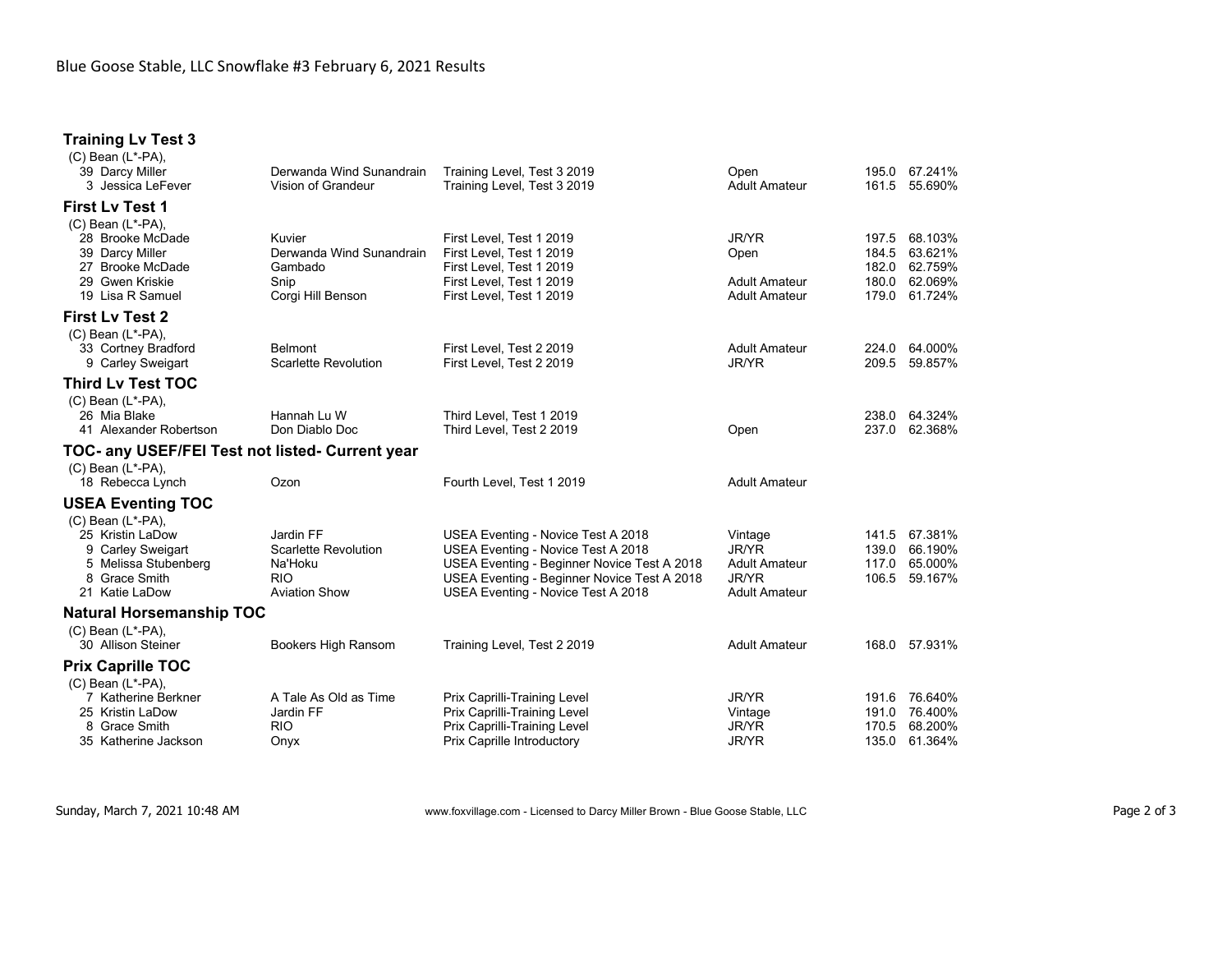Blue Goose Stable, LLC Snowflake #3 February 6, 2021 Results

## Training Lv Test 3

(C) Bean (L*-PA),

| # | Rider | Horse | Test | Division | Score | Percent |
|---|---|---|---|---|---|---|
| 39 | Darcy Miller | Derwanda Wind Sunandrain | Training Level, Test 3 2019 | Open | 195.0 | 67.241% |
| 3 | Jessica LeFever | Vision of Grandeur | Training Level, Test 3 2019 | Adult Amateur | 161.5 | 55.690% |

## First Lv Test 1

(C) Bean (L*-PA),

| # | Rider | Horse | Test | Division | Score | Percent |
|---|---|---|---|---|---|---|
| 28 | Brooke McDade | Kuvier | First Level, Test 1 2019 | JR/YR | 197.5 | 68.103% |
| 39 | Darcy Miller | Derwanda Wind Sunandrain | First Level, Test 1 2019 | Open | 184.5 | 63.621% |
| 27 | Brooke McDade | Gambado | First Level, Test 1 2019 | | 182.0 | 62.759% |
| 29 | Gwen Kriskie | Snip | First Level, Test 1 2019 | Adult Amateur | 180.0 | 62.069% |
| 19 | Lisa R Samuel | Corgi Hill Benson | First Level, Test 1 2019 | Adult Amateur | 179.0 | 61.724% |

## First Lv Test 2

(C) Bean (L*-PA),

| # | Rider | Horse | Test | Division | Score | Percent |
|---|---|---|---|---|---|---|
| 33 | Cortney Bradford | Belmont | First Level, Test 2 2019 | Adult Amateur | 224.0 | 64.000% |
| 9 | Carley Sweigart | Scarlette Revolution | First Level, Test 2 2019 | JR/YR | 209.5 | 59.857% |

## Third Lv Test TOC

(C) Bean (L*-PA),

| # | Rider | Horse | Test | Division | Score | Percent |
|---|---|---|---|---|---|---|
| 26 | Mia Blake | Hannah Lu W | Third Level, Test 1 2019 | | 238.0 | 64.324% |
| 41 | Alexander Robertson | Don Diablo Doc | Third Level, Test 2 2019 | Open | 237.0 | 62.368% |

## TOC- any USEF/FEI Test not listed- Current year

(C) Bean (L*-PA),

| # | Rider | Horse | Test | Division | Score | Percent |
|---|---|---|---|---|---|---|
| 18 | Rebecca Lynch | Ozon | Fourth Level, Test 1 2019 | Adult Amateur | | |

## USEA Eventing TOC

(C) Bean (L*-PA),

| # | Rider | Horse | Test | Division | Score | Percent |
|---|---|---|---|---|---|---|
| 25 | Kristin LaDow | Jardin FF | USEA Eventing - Novice Test A 2018 | Vintage | 141.5 | 67.381% |
| 9 | Carley Sweigart | Scarlette Revolution | USEA Eventing - Novice Test A 2018 | JR/YR | 139.0 | 66.190% |
| 5 | Melissa Stubenberg | Na'Hoku | USEA Eventing - Beginner Novice Test A 2018 | Adult Amateur | 117.0 | 65.000% |
| 8 | Grace Smith | RIO | USEA Eventing - Beginner Novice Test A 2018 | JR/YR | 106.5 | 59.167% |
| 21 | Katie LaDow | Aviation Show | USEA Eventing - Novice Test A 2018 | Adult Amateur | | |

## Natural Horsemanship TOC

(C) Bean (L*-PA),

| # | Rider | Horse | Test | Division | Score | Percent |
|---|---|---|---|---|---|---|
| 30 | Allison Steiner | Bookers High Ransom | Training Level, Test 2 2019 | Adult Amateur | 168.0 | 57.931% |

## Prix Caprille TOC

(C) Bean (L*-PA),

| # | Rider | Horse | Test | Division | Score | Percent |
|---|---|---|---|---|---|---|
| 7 | Katherine Berkner | A Tale As Old as Time | Prix Caprilli-Training Level | JR/YR | 191.6 | 76.640% |
| 25 | Kristin LaDow | Jardin FF | Prix Caprilli-Training Level | Vintage | 191.0 | 76.400% |
| 8 | Grace Smith | RIO | Prix Caprilli-Training Level | JR/YR | 170.5 | 68.200% |
| 35 | Katherine Jackson | Onyx | Prix Caprille Introductory | JR/YR | 135.0 | 61.364% |

Sunday, March 7, 2021 10:48 AM — www.foxvillage.com - Licensed to Darcy Miller Brown - Blue Goose Stable, LLC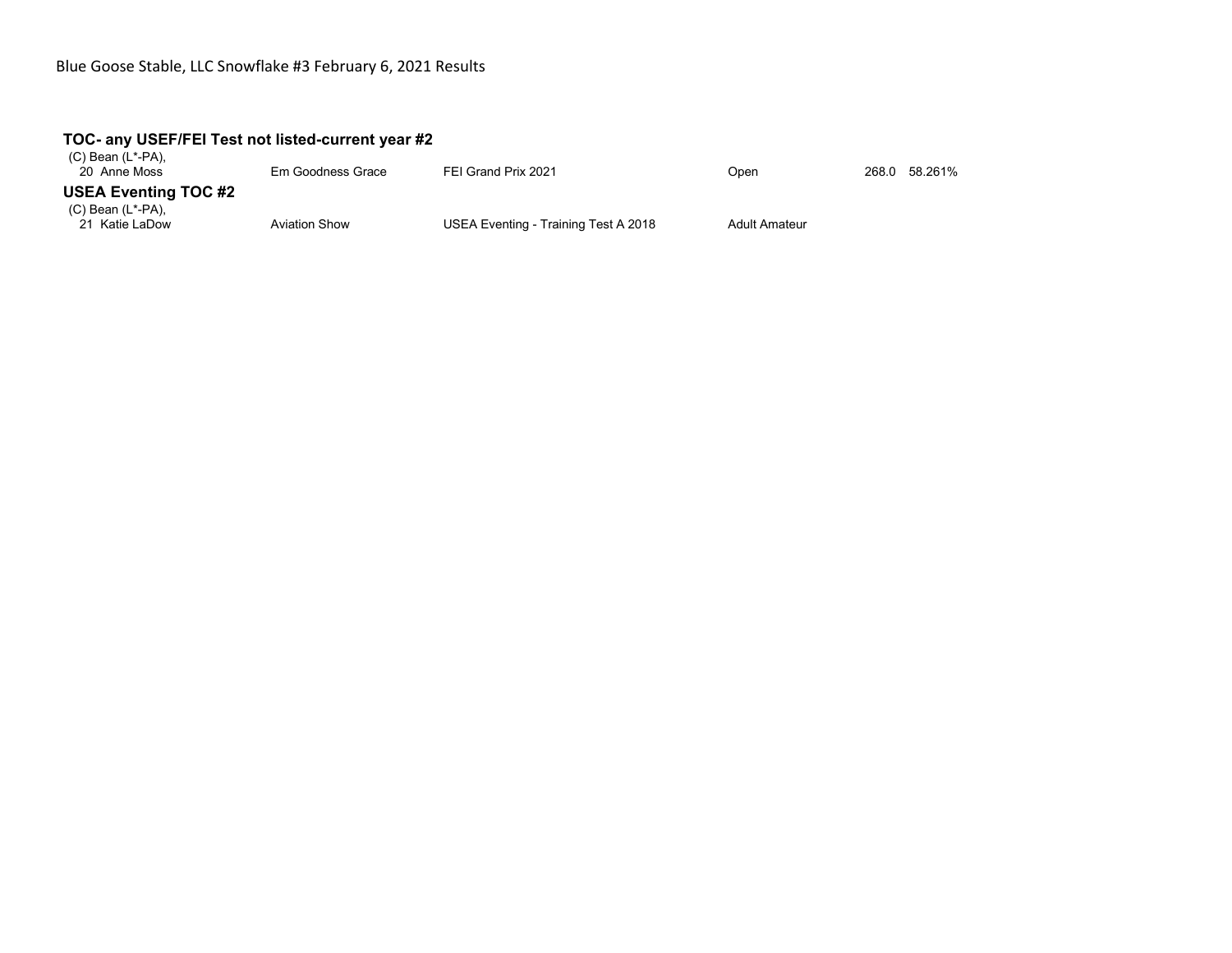Blue Goose Stable, LLC Snowflake #3 February 6, 2021 Results

### TOC- any USEF/FEI Test not listed-current year #2

(C) Bean (L*-PA),

| | Rider | Horse | Test | Division | Score | Percentage |
|---|---|---|---|---|---|---|
| 20 | Anne Moss | Em Goodness Grace | FEI Grand Prix 2021 | Open | 268.0 | 58.261% |

### USEA Eventing TOC #2

(C) Bean (L*-PA),

| | Rider | Horse | Test | Division | Score | Percentage |
|---|---|---|---|---|---|---|
| 21 | Katie LaDow | Aviation Show | USEA Eventing - Training Test A 2018 | Adult Amateur | | |